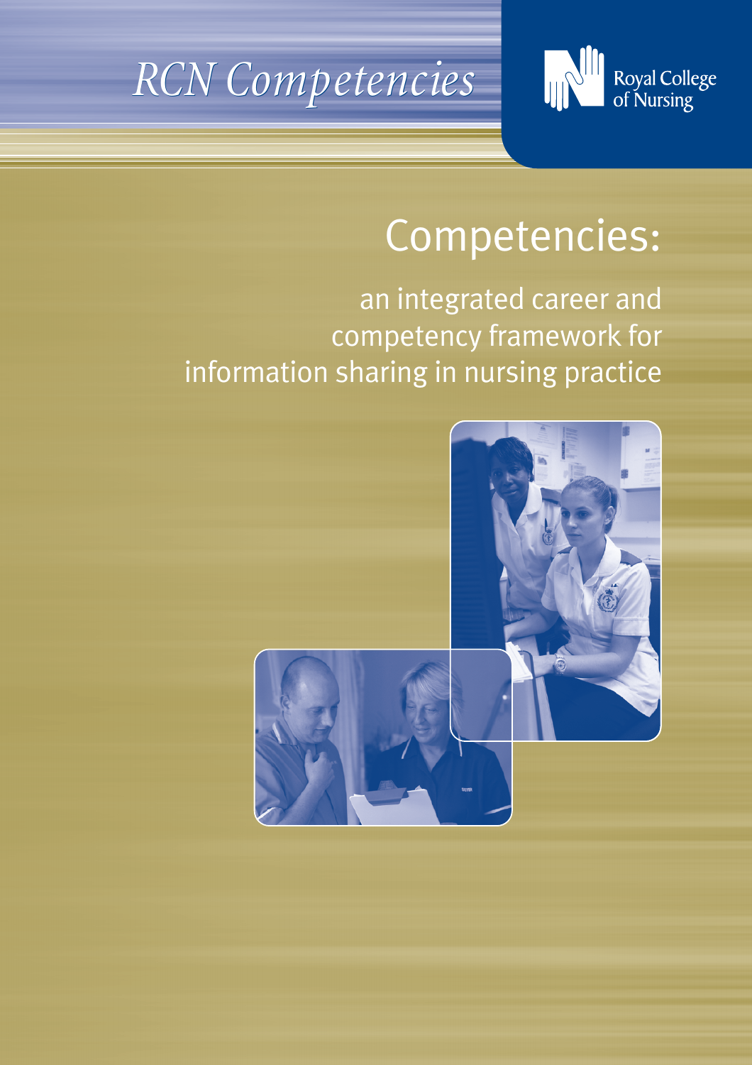*RCN Competencies*

Royal College of Nursing

# Competencies:

## an integrated career and competency framework for information sharing in nursing practice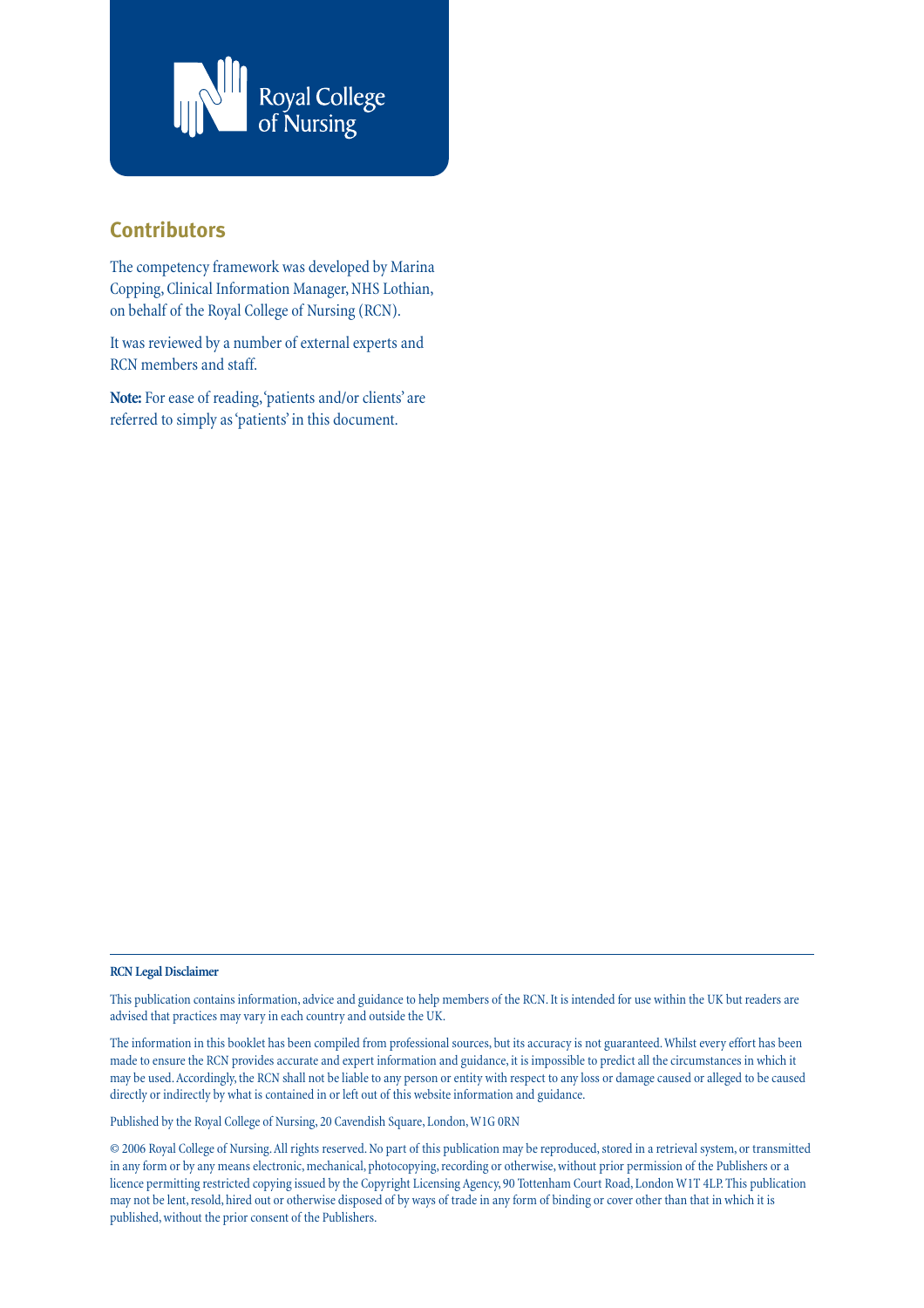Royal College of Nursing

## Contributors

The competency framework was developed by Marina Copping, Clinical Information Manager, NHS Lothian, on behalf of the Royal College of Nursing (RCN).

It was reviewed by a number of external experts and RCN members and staff.

**Note:** For ease of reading, 'patients and/or clients' are referred to simply as 'patients' in this document.

---

**RCN Legal Disclaimer**

This publication contains information, advice and guidance to help members of the RCN. It is intended for use within the UK but readers are advised that practices may vary in each country and outside the UK.

The information in this booklet has been compiled from professional sources, but its accuracy is not guaranteed. Whilst every effort has been made to ensure the RCN provides accurate and expert information and guidance, it is impossible to predict all the circumstances in which it may be used. Accordingly, the RCN shall not be liable to any person or entity with respect to any loss or damage caused or alleged to be caused directly or indirectly by what is contained in or left out of this website information and guidance.

Published by the Royal College of Nursing, 20 Cavendish Square, London, W1G 0RN

© 2006 Royal College of Nursing. All rights reserved. No part of this publication may be reproduced, stored in a retrieval system, or transmitted in any form or by any means electronic, mechanical, photocopying, recording or otherwise, without prior permission of the Publishers or a licence permitting restricted copying issued by the Copyright Licensing Agency, 90 Tottenham Court Road, London W1T 4LP. This publication may not be lent, resold, hired out or otherwise disposed of by ways of trade in any form of binding or cover other than that in which it is published, without the prior consent of the Publishers.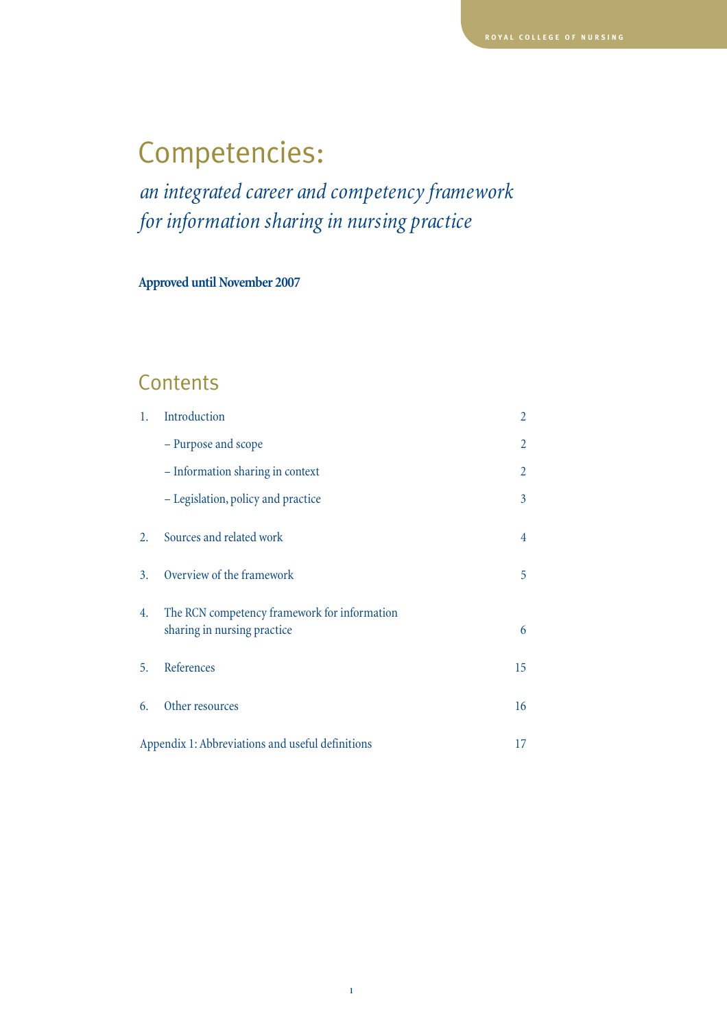# Competencies:

*an integrated career and competency framework for information sharing in nursing practice*

**Approved until November 2007**

## Contents

| | | |
|---|---|---|
| 1. | Introduction | 2 |
| | – Purpose and scope | 2 |
| | – Information sharing in context | 2 |
| | – Legislation, policy and practice | 3 |
| 2. | Sources and related work | 4 |
| 3. | Overview of the framework | 5 |
| 4. | The RCN competency framework for information sharing in nursing practice | 6 |
| 5. | References | 15 |
| 6. | Other resources | 16 |
| Appendix 1: Abbreviations and useful definitions | | 17 |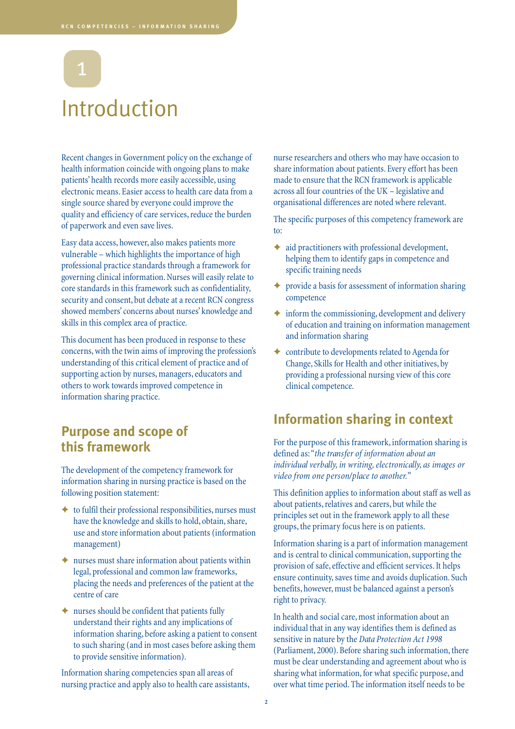# 1 Introduction

Recent changes in Government policy on the exchange of health information coincide with ongoing plans to make patients' health records more easily accessible, using electronic means. Easier access to health care data from a single source shared by everyone could improve the quality and efficiency of care services, reduce the burden of paperwork and even save lives.

Easy data access, however, also makes patients more vulnerable – which highlights the importance of high professional practice standards through a framework for governing clinical information. Nurses will easily relate to core standards in this framework such as confidentiality, security and consent, but debate at a recent RCN congress showed members' concerns about nurses' knowledge and skills in this complex area of practice.

This document has been produced in response to these concerns, with the twin aims of improving the profession's understanding of this critical element of practice and of supporting action by nurses, managers, educators and others to work towards improved competence in information sharing practice.

## Purpose and scope of this framework

The development of the competency framework for information sharing in nursing practice is based on the following position statement:

- to fulfil their professional responsibilities, nurses must have the knowledge and skills to hold, obtain, share, use and store information about patients (information management)
- nurses must share information about patients within legal, professional and common law frameworks, placing the needs and preferences of the patient at the centre of care
- nurses should be confident that patients fully understand their rights and any implications of information sharing, before asking a patient to consent to such sharing (and in most cases before asking them to provide sensitive information).

Information sharing competencies span all areas of nursing practice and apply also to health care assistants, nurse researchers and others who may have occasion to share information about patients. Every effort has been made to ensure that the RCN framework is applicable across all four countries of the UK – legislative and organisational differences are noted where relevant.

The specific purposes of this competency framework are to:

- aid practitioners with professional development, helping them to identify gaps in competence and specific training needs
- provide a basis for assessment of information sharing competence
- inform the commissioning, development and delivery of education and training on information management and information sharing
- contribute to developments related to Agenda for Change, Skills for Health and other initiatives, by providing a professional nursing view of this core clinical competence.

## Information sharing in context

For the purpose of this framework, information sharing is defined as: "*the transfer of information about an individual verbally, in writing, electronically, as images or video from one person/place to another.*"

This definition applies to information about staff as well as about patients, relatives and carers, but while the principles set out in the framework apply to all these groups, the primary focus here is on patients.

Information sharing is a part of information management and is central to clinical communication, supporting the provision of safe, effective and efficient services. It helps ensure continuity, saves time and avoids duplication. Such benefits, however, must be balanced against a person's right to privacy.

In health and social care, most information about an individual that in any way identifies them is defined as sensitive in nature by the *Data Protection Act 1998* (Parliament, 2000). Before sharing such information, there must be clear understanding and agreement about who is sharing what information, for what specific purpose, and over what time period. The information itself needs to be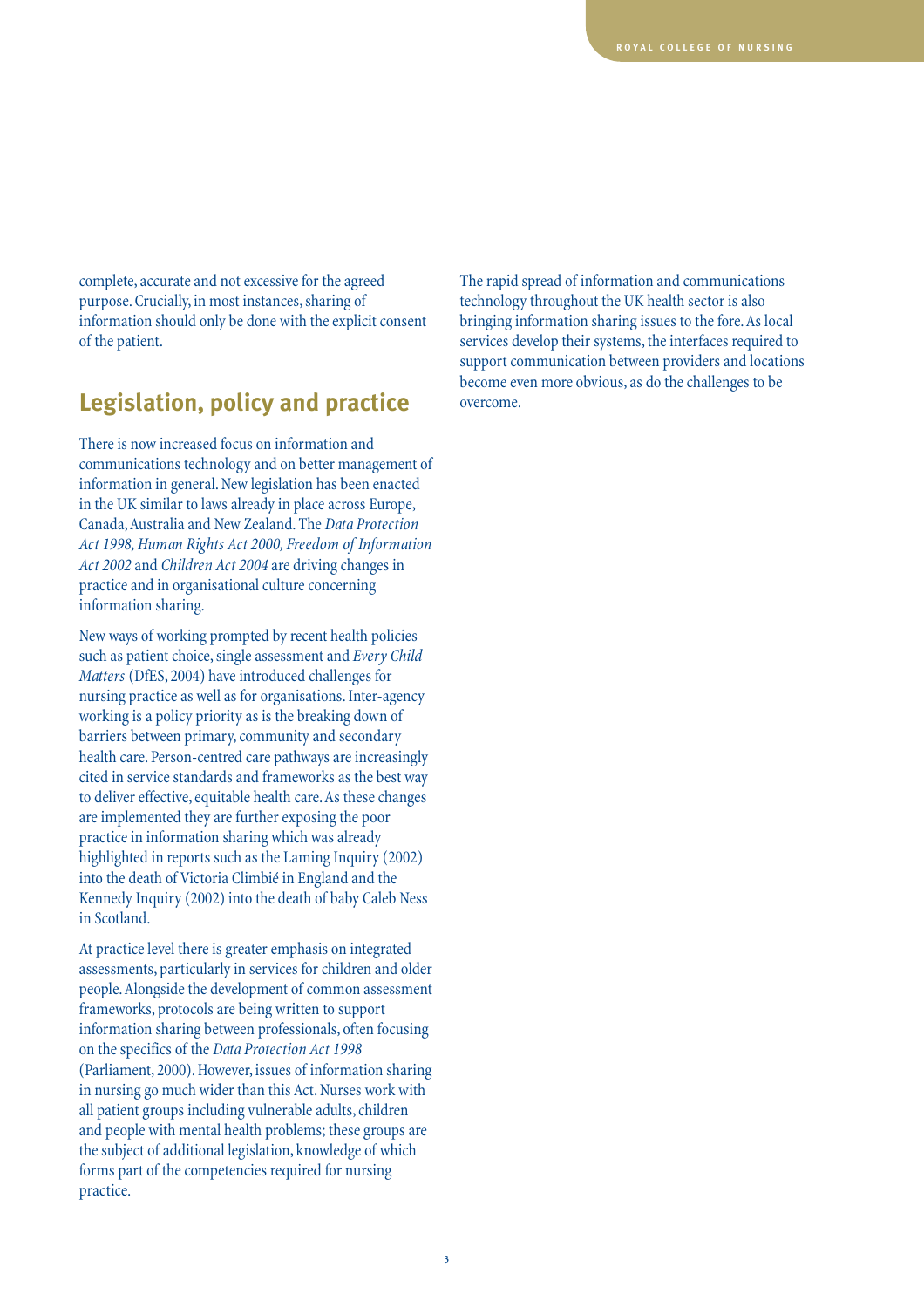complete, accurate and not excessive for the agreed purpose. Crucially, in most instances, sharing of information should only be done with the explicit consent of the patient.

## Legislation, policy and practice

There is now increased focus on information and communications technology and on better management of information in general. New legislation has been enacted in the UK similar to laws already in place across Europe, Canada, Australia and New Zealand. The *Data Protection Act 1998, Human Rights Act 2000, Freedom of Information Act 2002* and *Children Act 2004* are driving changes in practice and in organisational culture concerning information sharing.

New ways of working prompted by recent health policies such as patient choice, single assessment and *Every Child Matters* (DfES, 2004) have introduced challenges for nursing practice as well as for organisations. Inter-agency working is a policy priority as is the breaking down of barriers between primary, community and secondary health care. Person-centred care pathways are increasingly cited in service standards and frameworks as the best way to deliver effective, equitable health care. As these changes are implemented they are further exposing the poor practice in information sharing which was already highlighted in reports such as the Laming Inquiry (2002) into the death of Victoria Climbié in England and the Kennedy Inquiry (2002) into the death of baby Caleb Ness in Scotland.

At practice level there is greater emphasis on integrated assessments, particularly in services for children and older people. Alongside the development of common assessment frameworks, protocols are being written to support information sharing between professionals, often focusing on the specifics of the *Data Protection Act 1998* (Parliament, 2000). However, issues of information sharing in nursing go much wider than this Act. Nurses work with all patient groups including vulnerable adults, children and people with mental health problems; these groups are the subject of additional legislation, knowledge of which forms part of the competencies required for nursing practice.

The rapid spread of information and communications technology throughout the UK health sector is also bringing information sharing issues to the fore. As local services develop their systems, the interfaces required to support communication between providers and locations become even more obvious, as do the challenges to be overcome.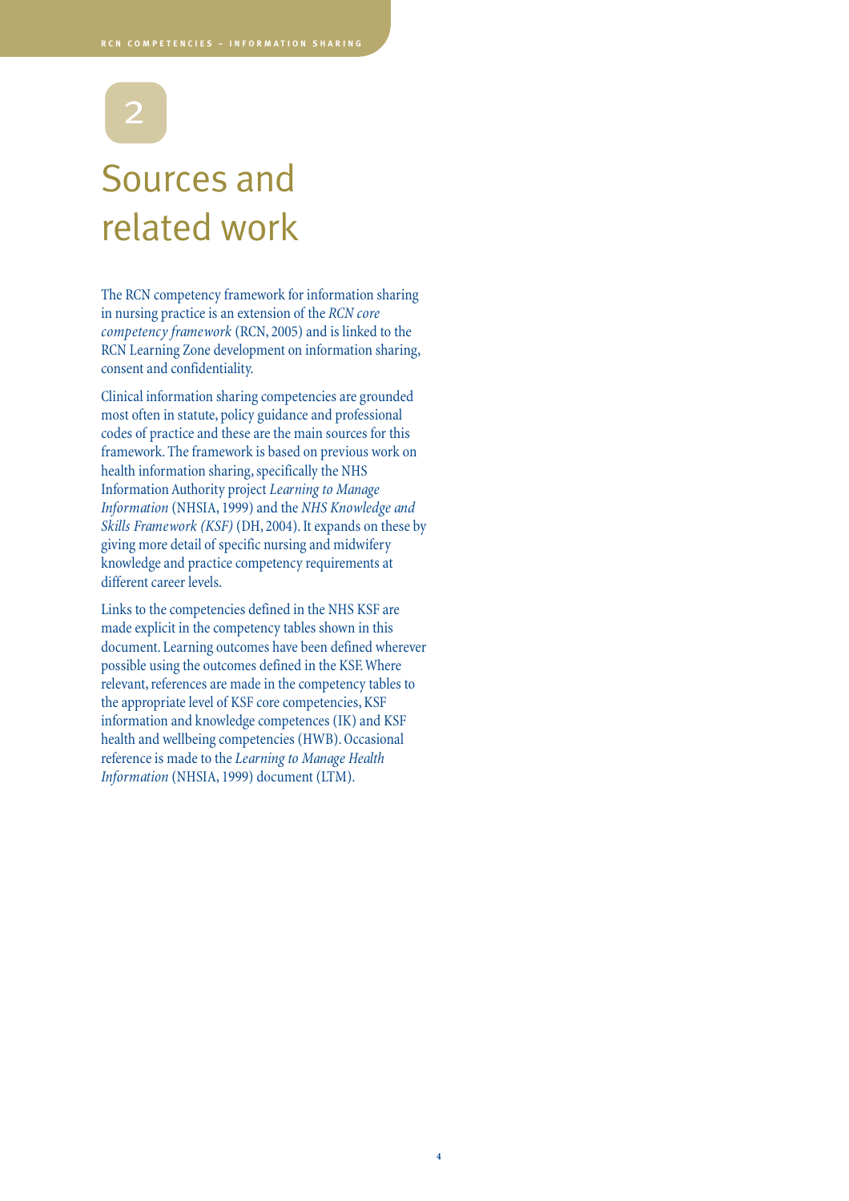# 2 Sources and related work

The RCN competency framework for information sharing in nursing practice is an extension of the *RCN core competency framework* (RCN, 2005) and is linked to the RCN Learning Zone development on information sharing, consent and confidentiality.

Clinical information sharing competencies are grounded most often in statute, policy guidance and professional codes of practice and these are the main sources for this framework. The framework is based on previous work on health information sharing, specifically the NHS Information Authority project *Learning to Manage Information* (NHSIA, 1999) and the *NHS Knowledge and Skills Framework (KSF)* (DH, 2004). It expands on these by giving more detail of specific nursing and midwifery knowledge and practice competency requirements at different career levels.

Links to the competencies defined in the NHS KSF are made explicit in the competency tables shown in this document. Learning outcomes have been defined wherever possible using the outcomes defined in the KSF. Where relevant, references are made in the competency tables to the appropriate level of KSF core competencies, KSF information and knowledge competences (IK) and KSF health and wellbeing competencies (HWB). Occasional reference is made to the *Learning to Manage Health Information* (NHSIA, 1999) document (LTM).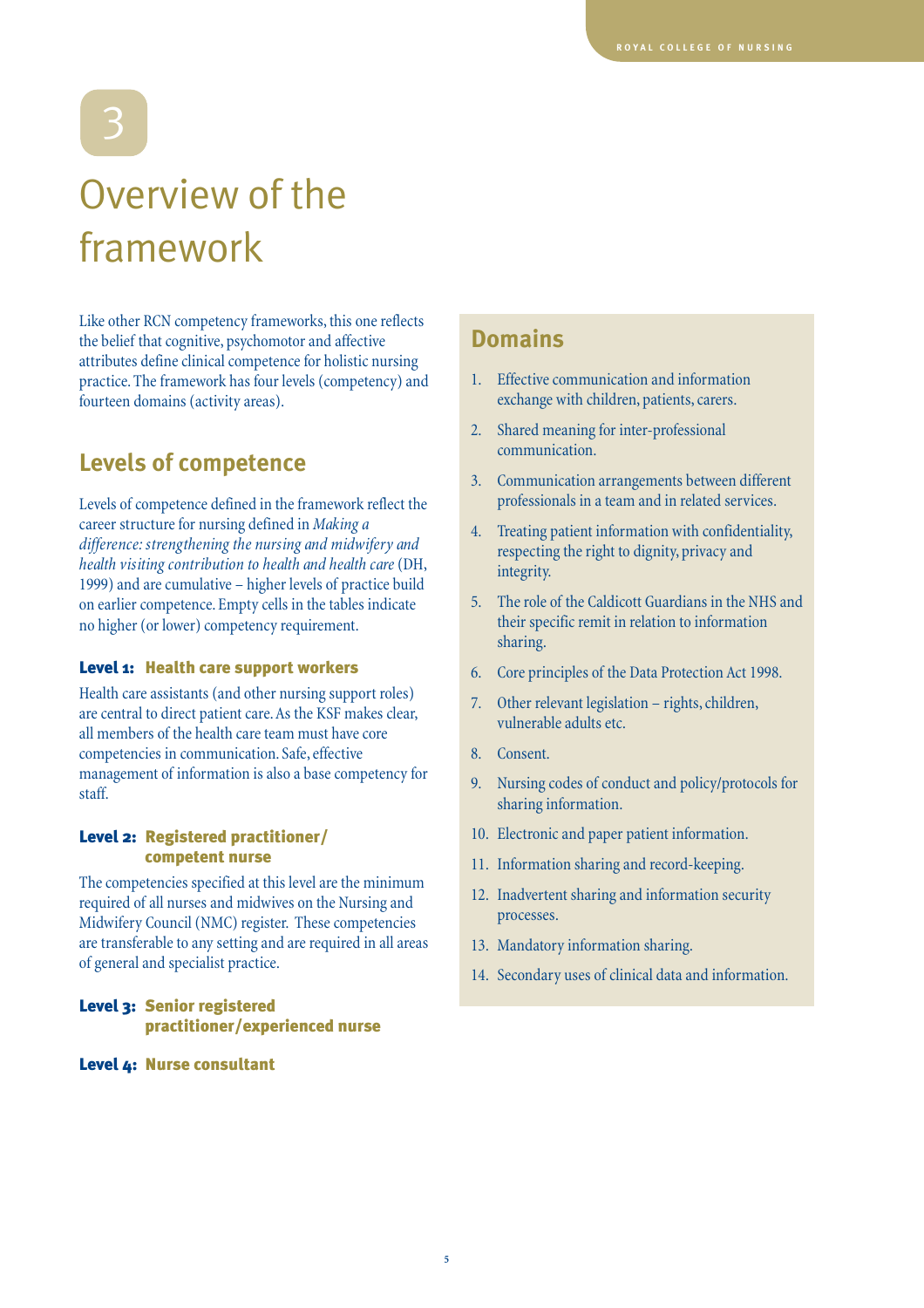# 3

# Overview of the framework

Like other RCN competency frameworks, this one reflects the belief that cognitive, psychomotor and affective attributes define clinical competence for holistic nursing practice. The framework has four levels (competency) and fourteen domains (activity areas).

## Levels of competence

Levels of competence defined in the framework reflect the career structure for nursing defined in *Making a difference: strengthening the nursing and midwifery and health visiting contribution to health and health care* (DH, 1999) and are cumulative – higher levels of practice build on earlier competence. Empty cells in the tables indicate no higher (or lower) competency requirement.

#### Level 1: Health care support workers

Health care assistants (and other nursing support roles) are central to direct patient care. As the KSF makes clear, all members of the health care team must have core competencies in communication. Safe, effective management of information is also a base competency for staff.

#### Level 2: Registered practitioner/ competent nurse

The competencies specified at this level are the minimum required of all nurses and midwives on the Nursing and Midwifery Council (NMC) register. These competencies are transferable to any setting and are required in all areas of general and specialist practice.

#### Level 3: Senior registered practitioner/experienced nurse

#### Level 4: Nurse consultant

## Domains

1. Effective communication and information exchange with children, patients, carers.
2. Shared meaning for inter-professional communication.
3. Communication arrangements between different professionals in a team and in related services.
4. Treating patient information with confidentiality, respecting the right to dignity, privacy and integrity.
5. The role of the Caldicott Guardians in the NHS and their specific remit in relation to information sharing.
6. Core principles of the Data Protection Act 1998.
7. Other relevant legislation – rights, children, vulnerable adults etc.
8. Consent.
9. Nursing codes of conduct and policy/protocols for sharing information.
10. Electronic and paper patient information.
11. Information sharing and record-keeping.
12. Inadvertent sharing and information security processes.
13. Mandatory information sharing.
14. Secondary uses of clinical data and information.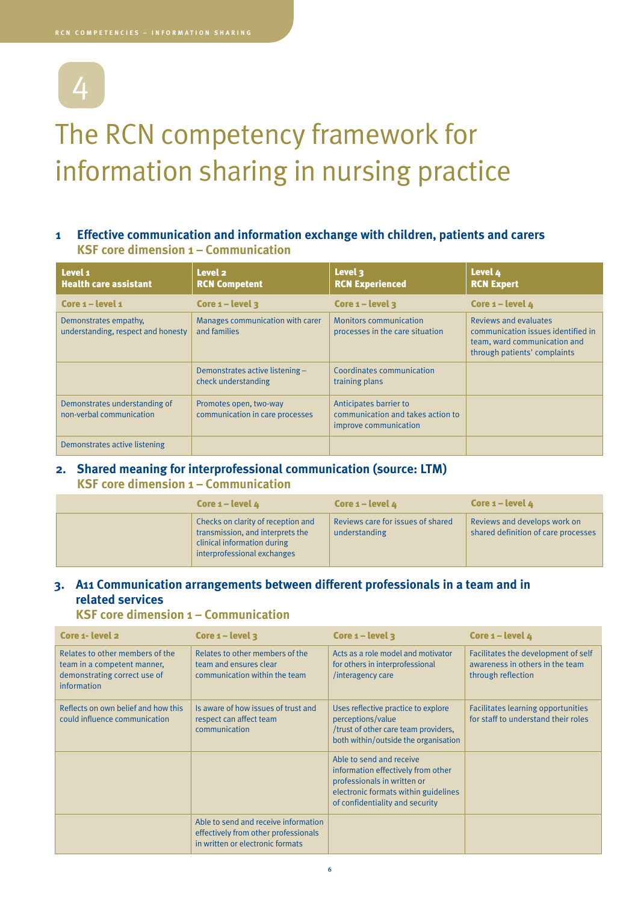4

# The RCN competency framework for information sharing in nursing practice

## 1 Effective communication and information exchange with children, patients and carers

**KSF core dimension 1 – Communication**

| Level 1 Health care assistant | Level 2 RCN Competent | Level 3 RCN Experienced | Level 4 RCN Expert |
|---|---|---|---|
| **Core 1 – level 1** | **Core 1 – level 3** | **Core 1 – level 3** | **Core 1 – level 4** |
| Demonstrates empathy, understanding, respect and honesty | Manages communication with carer and families | Monitors communication processes in the care situation | Reviews and evaluates communication issues identified in team, ward communication and through patients' complaints |
| | Demonstrates active listening – check understanding | Coordinates communication training plans | |
| Demonstrates understanding of non-verbal communication | Promotes open, two-way communication in care processes | Anticipates barrier to communication and takes action to improve communication | |
| Demonstrates active listening | | | |

## 2. Shared meaning for interprofessional communication (source: LTM)

**KSF core dimension 1 – Communication**

| | Core 1 – level 4 | Core 1 – level 4 | Core 1 – level 4 |
|---|---|---|---|
| | Checks on clarity of reception and transmission, and interprets the clinical information during interprofessional exchanges | Reviews care for issues of shared understanding | Reviews and develops work on shared definition of care processes |

## 3. A11 Communication arrangements between different professionals in a team and in related services

**KSF core dimension 1 – Communication**

| Core 1- level 2 | Core 1 – level 3 | Core 1 – level 3 | Core 1 – level 4 |
|---|---|---|---|
| Relates to other members of the team in a competent manner, demonstrating correct use of information | Relates to other members of the team and ensures clear communication within the team | Acts as a role model and motivator for others in interprofessional /interagency care | Facilitates the development of self awareness in others in the team through reflection |
| Reflects on own belief and how this could influence communication | Is aware of how issues of trust and respect can affect team communication | Uses reflective practice to explore perceptions/value /trust of other care team providers, both within/outside the organisation | Facilitates learning opportunities for staff to understand their roles |
| | | Able to send and receive information effectively from other professionals in written or electronic formats within guidelines of confidentiality and security | |
| | Able to send and receive information effectively from other professionals in written or electronic formats | | |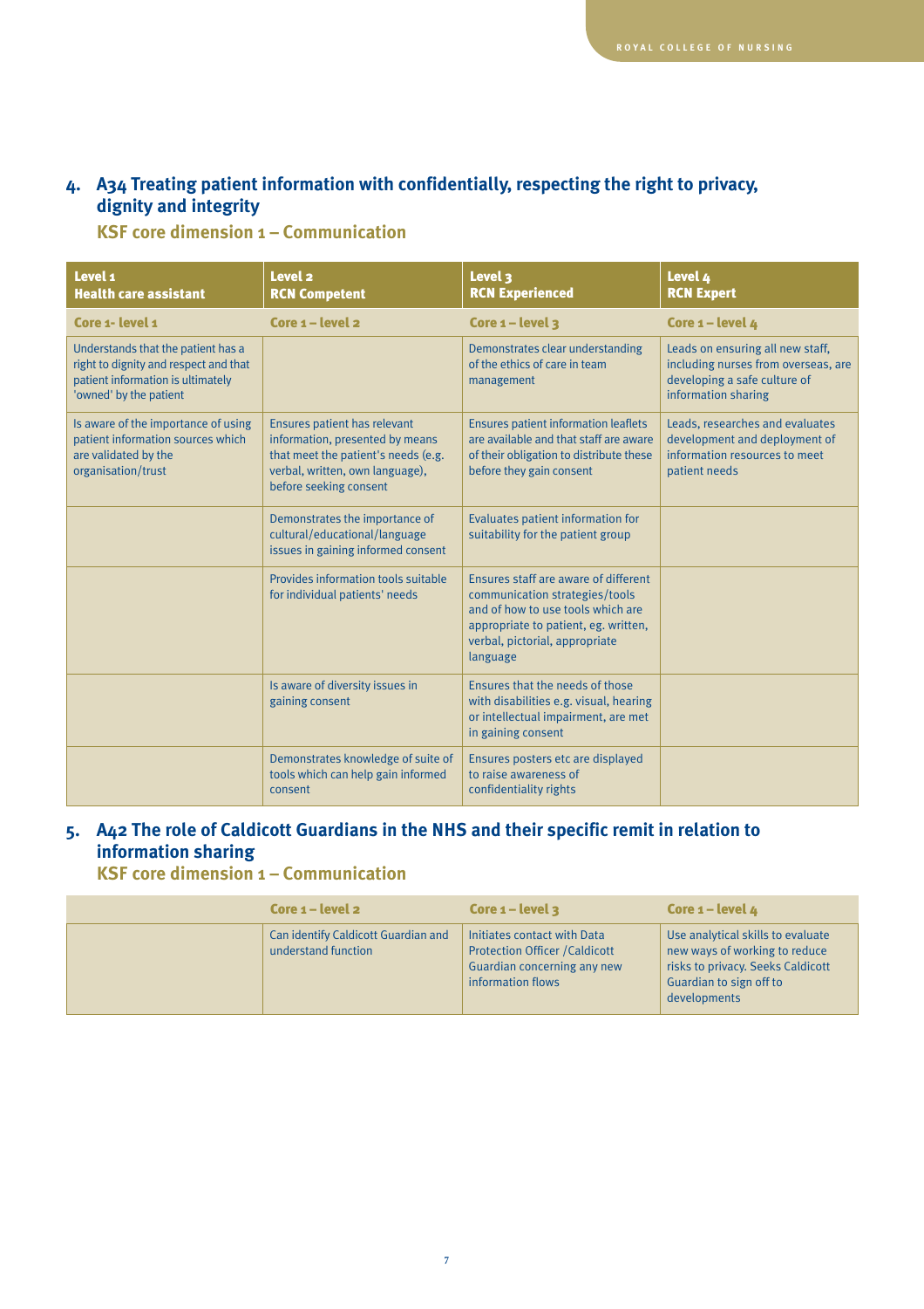## 4. A34 Treating patient information with confidentially, respecting the right to privacy, dignity and integrity

### KSF core dimension 1 – Communication

| Level 1<br>Health care assistant | Level 2<br>RCN Competent | Level 3<br>RCN Experienced | Level 4<br>RCN Expert |
|---|---|---|---|
| **Core 1- level 1** | **Core 1 – level 2** | **Core 1 – level 3** | **Core 1 – level 4** |
| Understands that the patient has a right to dignity and respect and that patient information is ultimately 'owned' by the patient | | Demonstrates clear understanding of the ethics of care in team management | Leads on ensuring all new staff, including nurses from overseas, are developing a safe culture of information sharing |
| Is aware of the importance of using patient information sources which are validated by the organisation/trust | Ensures patient has relevant information, presented by means that meet the patient's needs (e.g. verbal, written, own language), before seeking consent | Ensures patient information leaflets are available and that staff are aware of their obligation to distribute these before they gain consent | Leads, researches and evaluates development and deployment of information resources to meet patient needs |
| | Demonstrates the importance of cultural/educational/language issues in gaining informed consent | Evaluates patient information for suitability for the patient group | |
| | Provides information tools suitable for individual patients' needs | Ensures staff are aware of different communication strategies/tools and of how to use tools which are appropriate to patient, eg. written, verbal, pictorial, appropriate language | |
| | Is aware of diversity issues in gaining consent | Ensures that the needs of those with disabilities e.g. visual, hearing or intellectual impairment, are met in gaining consent | |
| | Demonstrates knowledge of suite of tools which can help gain informed consent | Ensures posters etc are displayed to raise awareness of confidentiality rights | |

## 5. A42 The role of Caldicott Guardians in the NHS and their specific remit in relation to information sharing

### KSF core dimension 1 – Communication

| | Core 1 – level 2 | Core 1 – level 3 | Core 1 – level 4 |
|---|---|---|---|
| | Can identify Caldicott Guardian and understand function | Initiates contact with Data Protection Officer /Caldicott Guardian concerning any new information flows | Use analytical skills to evaluate new ways of working to reduce risks to privacy. Seeks Caldicott Guardian to sign off to developments |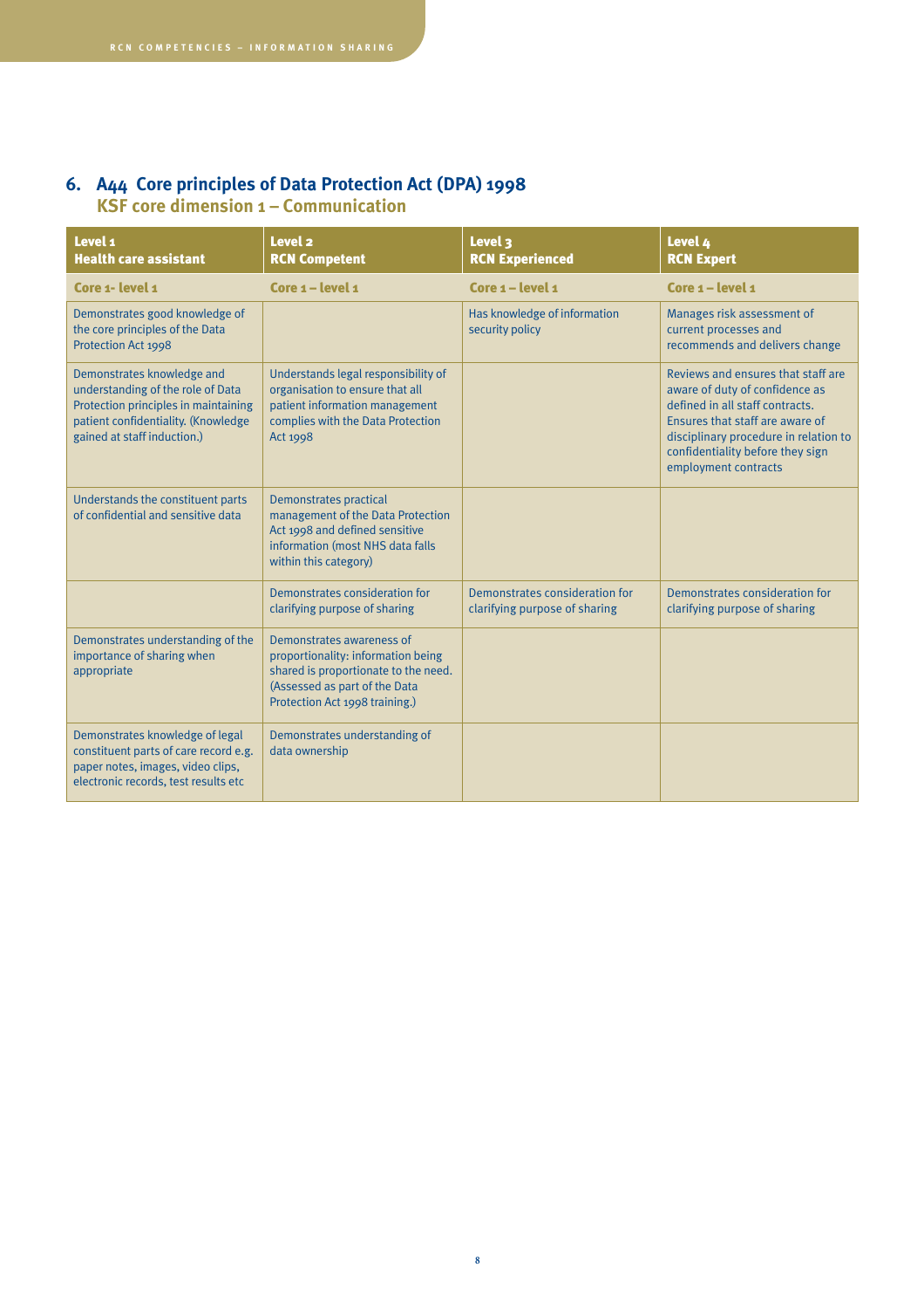## 6. A44 Core principles of Data Protection Act (DPA) 1998

### KSF core dimension 1 – Communication

| Level 1<br>Health care assistant | Level 2<br>RCN Competent | Level 3<br>RCN Experienced | Level 4<br>RCN Expert |
|---|---|---|---|
| **Core 1- level 1** | **Core 1 – level 1** | **Core 1 – level 1** | **Core 1 – level 1** |
| Demonstrates good knowledge of the core principles of the Data Protection Act 1998 | | Has knowledge of information security policy | Manages risk assessment of current processes and recommends and delivers change |
| Demonstrates knowledge and understanding of the role of Data Protection principles in maintaining patient confidentiality. (Knowledge gained at staff induction.) | Understands legal responsibility of organisation to ensure that all patient information management complies with the Data Protection Act 1998 | | Reviews and ensures that staff are aware of duty of confidence as defined in all staff contracts. Ensures that staff are aware of disciplinary procedure in relation to confidentiality before they sign employment contracts |
| Understands the constituent parts of confidential and sensitive data | Demonstrates practical management of the Data Protection Act 1998 and defined sensitive information (most NHS data falls within this category) | | |
| | Demonstrates consideration for clarifying purpose of sharing | Demonstrates consideration for clarifying purpose of sharing | Demonstrates consideration for clarifying purpose of sharing |
| Demonstrates understanding of the importance of sharing when appropriate | Demonstrates awareness of proportionality: information being shared is proportionate to the need. (Assessed as part of the Data Protection Act 1998 training.) | | |
| Demonstrates knowledge of legal constituent parts of care record e.g. paper notes, images, video clips, electronic records, test results etc | Demonstrates understanding of data ownership | | |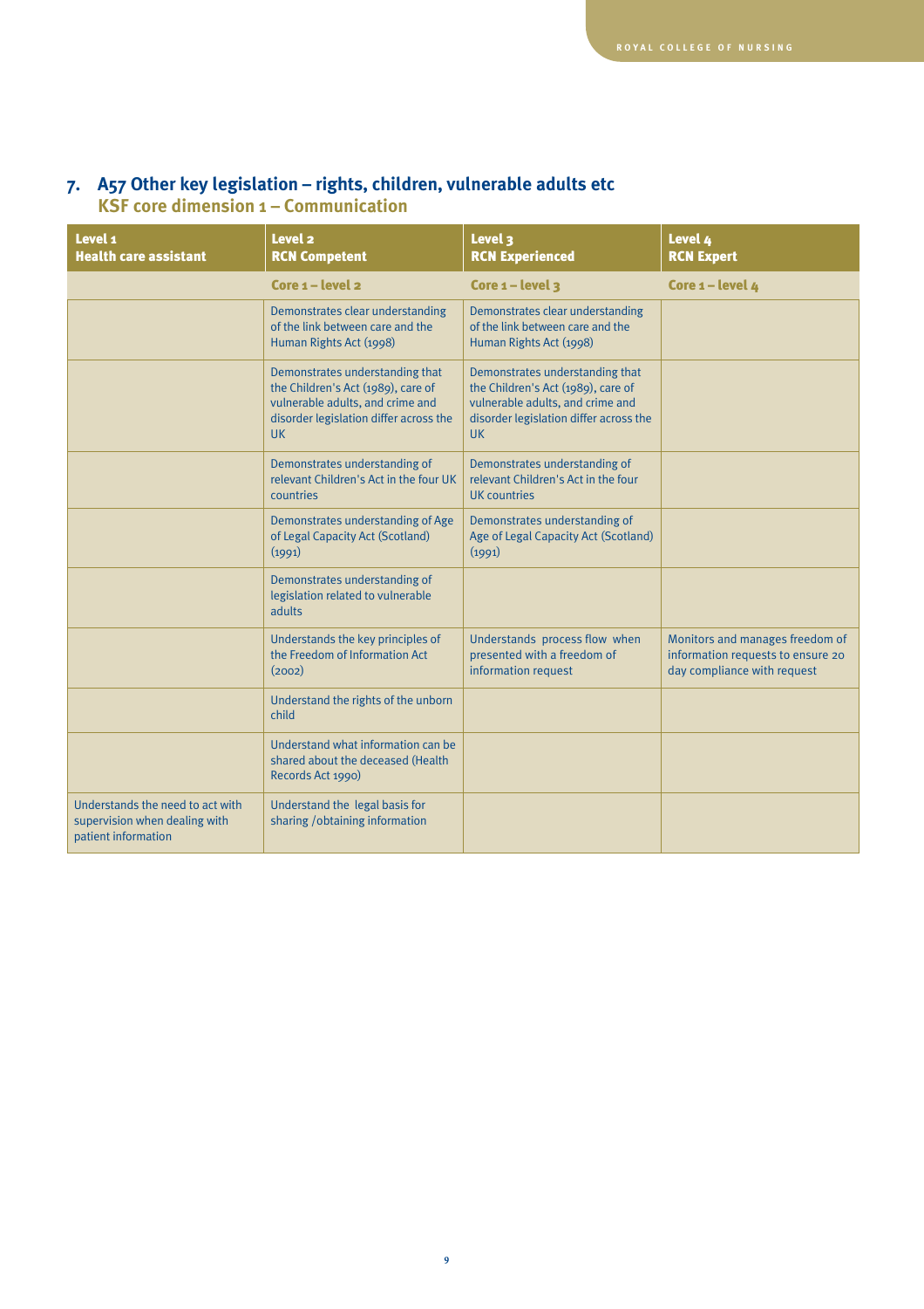## 7. A57 Other key legislation – rights, children, vulnerable adults etc

### KSF core dimension 1 – Communication

| Level 1<br>Health care assistant | Level 2<br>RCN Competent | Level 3<br>RCN Experienced | Level 4<br>RCN Expert |
|---|---|---|---|
| | **Core 1 – level 2** | **Core 1 – level 3** | **Core 1 – level 4** |
| | Demonstrates clear understanding of the link between care and the Human Rights Act (1998) | Demonstrates clear understanding of the link between care and the Human Rights Act (1998) | |
| | Demonstrates understanding that the Children's Act (1989), care of vulnerable adults, and crime and disorder legislation differ across the UK | Demonstrates understanding that the Children's Act (1989), care of vulnerable adults, and crime and disorder legislation differ across the UK | |
| | Demonstrates understanding of relevant Children's Act in the four UK countries | Demonstrates understanding of relevant Children's Act in the four UK countries | |
| | Demonstrates understanding of Age of Legal Capacity Act (Scotland) (1991) | Demonstrates understanding of Age of Legal Capacity Act (Scotland) (1991) | |
| | Demonstrates understanding of legislation related to vulnerable adults | | |
| | Understands the key principles of the Freedom of Information Act (2002) | Understands process flow when presented with a freedom of information request | Monitors and manages freedom of information requests to ensure 20 day compliance with request |
| | Understand the rights of the unborn child | | |
| | Understand what information can be shared about the deceased (Health Records Act 1990) | | |
| Understands the need to act with supervision when dealing with patient information | Understand the legal basis for sharing /obtaining information | | |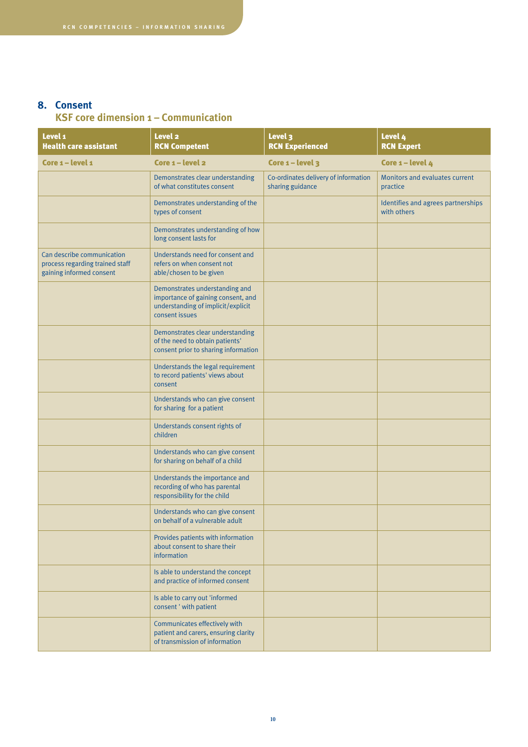## 8. Consent

### KSF core dimension 1 – Communication

| Level 1 Health care assistant | Level 2 RCN Competent | Level 3 RCN Experienced | Level 4 RCN Expert |
|---|---|---|---|
| Core 1 – level 1 | Core 1 – level 2 | Core 1 – level 3 | Core 1 – level 4 |
| | Demonstrates clear understanding of what constitutes consent | Co-ordinates delivery of information sharing guidance | Monitors and evaluates current practice |
| | Demonstrates understanding of the types of consent | | Identifies and agrees partnerships with others |
| | Demonstrates understanding of how long consent lasts for | | |
| Can describe communication process regarding trained staff gaining informed consent | Understands need for consent and refers on when consent not able/chosen to be given | | |
| | Demonstrates understanding and importance of gaining consent, and understanding of implicit/explicit consent issues | | |
| | Demonstrates clear understanding of the need to obtain patients' consent prior to sharing information | | |
| | Understands the legal requirement to record patients' views about consent | | |
| | Understands who can give consent for sharing for a patient | | |
| | Understands consent rights of children | | |
| | Understands who can give consent for sharing on behalf of a child | | |
| | Understands the importance and recording of who has parental responsibility for the child | | |
| | Understands who can give consent on behalf of a vulnerable adult | | |
| | Provides patients with information about consent to share their information | | |
| | Is able to understand the concept and practice of informed consent | | |
| | Is able to carry out 'informed consent ' with patient | | |
| | Communicates effectively with patient and carers, ensuring clarity of transmission of information | | |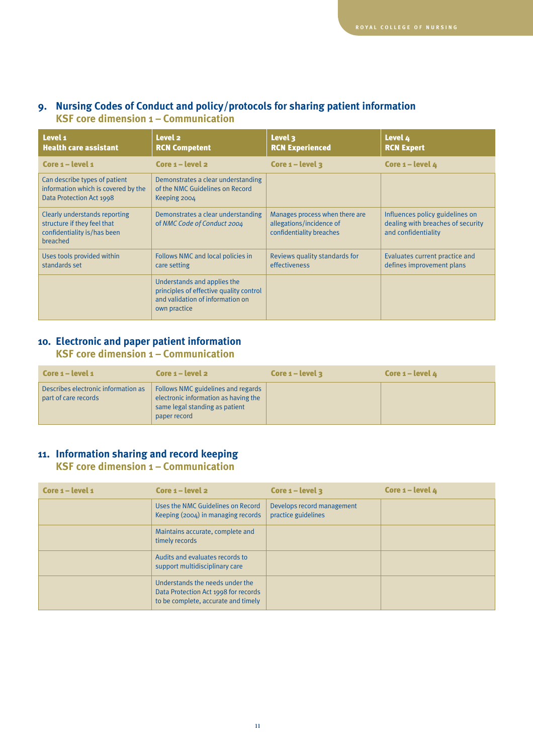## 9. Nursing Codes of Conduct and policy/protocols for sharing patient information
### KSF core dimension 1 – Communication

| Level 1<br>Health care assistant | Level 2<br>RCN Competent | Level 3<br>RCN Experienced | Level 4<br>RCN Expert |
|---|---|---|---|
| **Core 1 – level 1** | **Core 1 – level 2** | **Core 1 – level 3** | **Core 1 – level 4** |
| Can describe types of patient information which is covered by the Data Protection Act 1998 | Demonstrates a clear understanding of the NMC Guidelines on Record Keeping 2004 | | |
| Clearly understands reporting structure if they feel that confidentiality is/has been breached | Demonstrates a clear understanding of *NMC Code of Conduct 2004* | Manages process when there are allegations/incidence of confidentiality breaches | Influences policy guidelines on dealing with breaches of security and confidentiality |
| Uses tools provided within standards set | Follows NMC and local policies in care setting | Reviews quality standards for effectiveness | Evaluates current practice and defines improvement plans |
| | Understands and applies the principles of effective quality control and validation of information on own practice | | |

## 10. Electronic and paper patient information
### KSF core dimension 1 – Communication

| Core 1 – level 1 | Core 1 – level 2 | Core 1 – level 3 | Core 1 – level 4 |
|---|---|---|---|
| Describes electronic information as part of care records | Follows NMC guidelines and regards electronic information as having the same legal standing as patient paper record | | |

## 11. Information sharing and record keeping
### KSF core dimension 1 – Communication

| Core 1 – level 1 | Core 1 – level 2 | Core 1 – level 3 | Core 1 – level 4 |
|---|---|---|---|
| | Uses the NMC Guidelines on Record Keeping (2004) in managing records | Develops record management practice guidelines | |
| | Maintains accurate, complete and timely records | | |
| | Audits and evaluates records to support multidisciplinary care | | |
| | Understands the needs under the Data Protection Act 1998 for records to be complete, accurate and timely | | |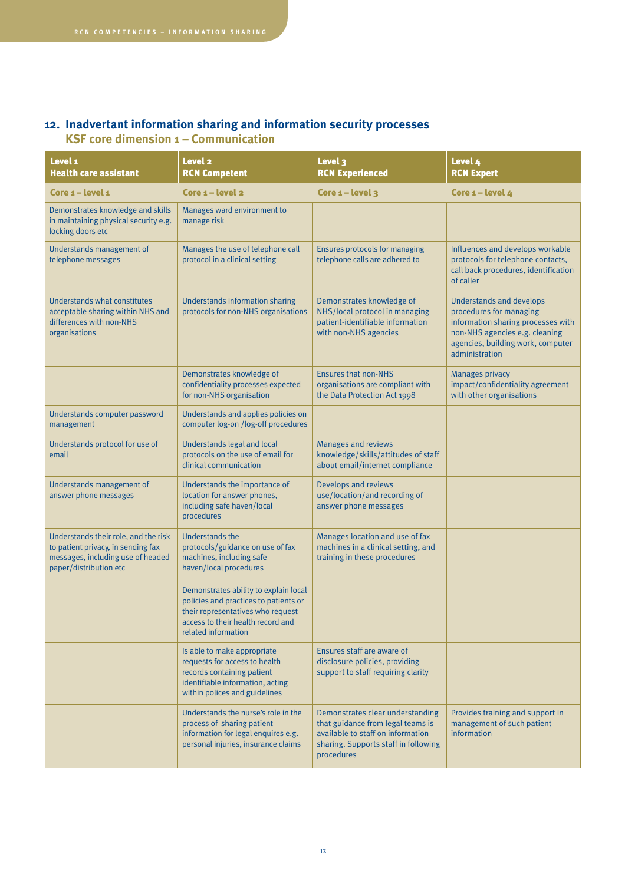## 12. Inadvertant information sharing and information security processes

### KSF core dimension 1 – Communication

| Level 1<br>Health care assistant | Level 2<br>RCN Competent | Level 3<br>RCN Experienced | Level 4<br>RCN Expert |
|---|---|---|---|
| **Core 1 – level 1** | **Core 1 – level 2** | **Core 1 – level 3** | **Core 1 – level 4** |
| Demonstrates knowledge and skills in maintaining physical security e.g. locking doors etc | Manages ward environment to manage risk | | |
| Understands management of telephone messages | Manages the use of telephone call protocol in a clinical setting | Ensures protocols for managing telephone calls are adhered to | Influences and develops workable protocols for telephone contacts, call back procedures, identification of caller |
| Understands what constitutes acceptable sharing within NHS and differences with non-NHS organisations | Understands information sharing protocols for non-NHS organisations | Demonstrates knowledge of NHS/local protocol in managing patient-identifiable information with non-NHS agencies | Understands and develops procedures for managing information sharing processes with non-NHS agencies e.g. cleaning agencies, building work, computer administration |
| | Demonstrates knowledge of confidentiality processes expected for non-NHS organisation | Ensures that non-NHS organisations are compliant with the Data Protection Act 1998 | Manages privacy impact/confidentiality agreement with other organisations |
| Understands computer password management | Understands and applies policies on computer log-on /log-off procedures | | |
| Understands protocol for use of email | Understands legal and local protocols on the use of email for clinical communication | Manages and reviews knowledge/skills/attitudes of staff about email/internet compliance | |
| Understands management of answer phone messages | Understands the importance of location for answer phones, including safe haven/local procedures | Develops and reviews use/location/and recording of answer phone messages | |
| Understands their role, and the risk to patient privacy, in sending fax messages, including use of headed paper/distribution etc | Understands the protocols/guidance on use of fax machines, including safe haven/local procedures | Manages location and use of fax machines in a clinical setting, and training in these procedures | |
| | Demonstrates ability to explain local policies and practices to patients or their representatives who request access to their health record and related information | | |
| | Is able to make appropriate requests for access to health records containing patient identifiable information, acting within polices and guidelines | Ensures staff are aware of disclosure policies, providing support to staff requiring clarity | |
| | Understands the nurse's role in the process of sharing patient information for legal enquires e.g. personal injuries, insurance claims | Demonstrates clear understanding that guidance from legal teams is available to staff on information sharing. Supports staff in following procedures | Provides training and support in management of such patient information |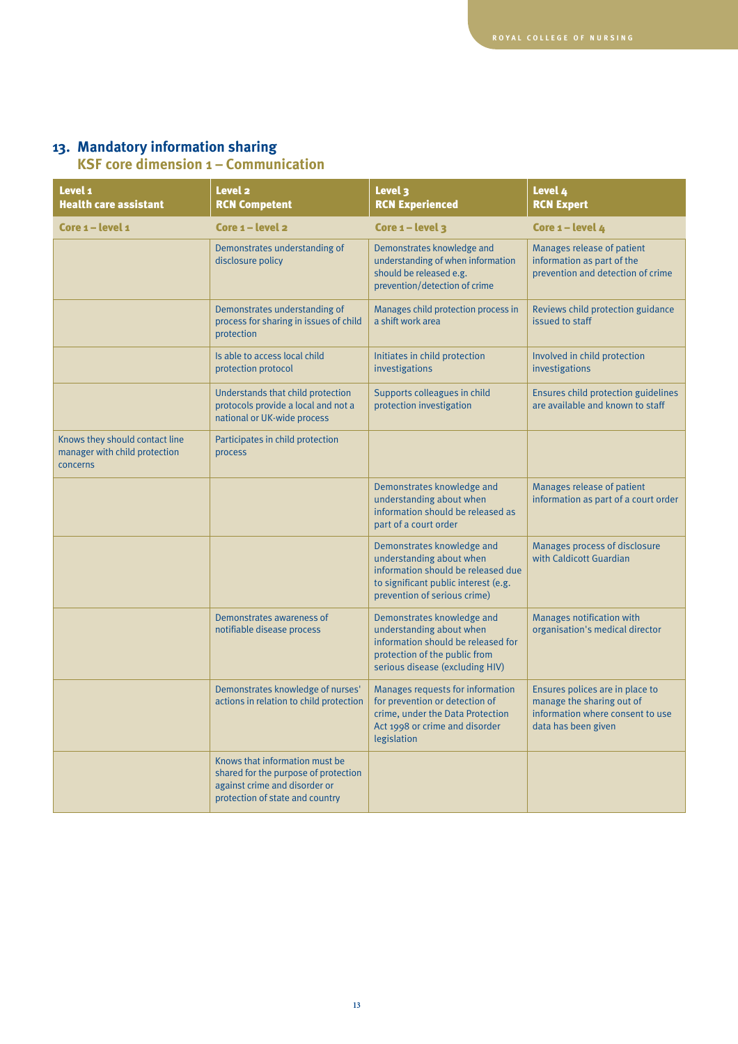## 13. Mandatory information sharing

### KSF core dimension 1 – Communication

| Level 1<br>Health care assistant | Level 2<br>RCN Competent | Level 3<br>RCN Experienced | Level 4<br>RCN Expert |
|---|---|---|---|
| **Core 1 – level 1** | **Core 1 – level 2** | **Core 1 – level 3** | **Core 1 – level 4** |
| | Demonstrates understanding of disclosure policy | Demonstrates knowledge and understanding of when information should be released e.g. prevention/detection of crime | Manages release of patient information as part of the prevention and detection of crime |
| | Demonstrates understanding of process for sharing in issues of child protection | Manages child protection process in a shift work area | Reviews child protection guidance issued to staff |
| | Is able to access local child protection protocol | Initiates in child protection investigations | Involved in child protection investigations |
| | Understands that child protection protocols provide a local and not a national or UK-wide process | Supports colleagues in child protection investigation | Ensures child protection guidelines are available and known to staff |
| Knows they should contact line manager with child protection concerns | Participates in child protection process | | |
| | | Demonstrates knowledge and understanding about when information should be released as part of a court order | Manages release of patient information as part of a court order |
| | | Demonstrates knowledge and understanding about when information should be released due to significant public interest (e.g. prevention of serious crime) | Manages process of disclosure with Caldicott Guardian |
| | Demonstrates awareness of notifiable disease process | Demonstrates knowledge and understanding about when information should be released for protection of the public from serious disease (excluding HIV) | Manages notification with organisation's medical director |
| | Demonstrates knowledge of nurses' actions in relation to child protection | Manages requests for information for prevention or detection of crime, under the Data Protection Act 1998 or crime and disorder legislation | Ensures polices are in place to manage the sharing out of information where consent to use data has been given |
| | Knows that information must be shared for the purpose of protection against crime and disorder or protection of state and country | | |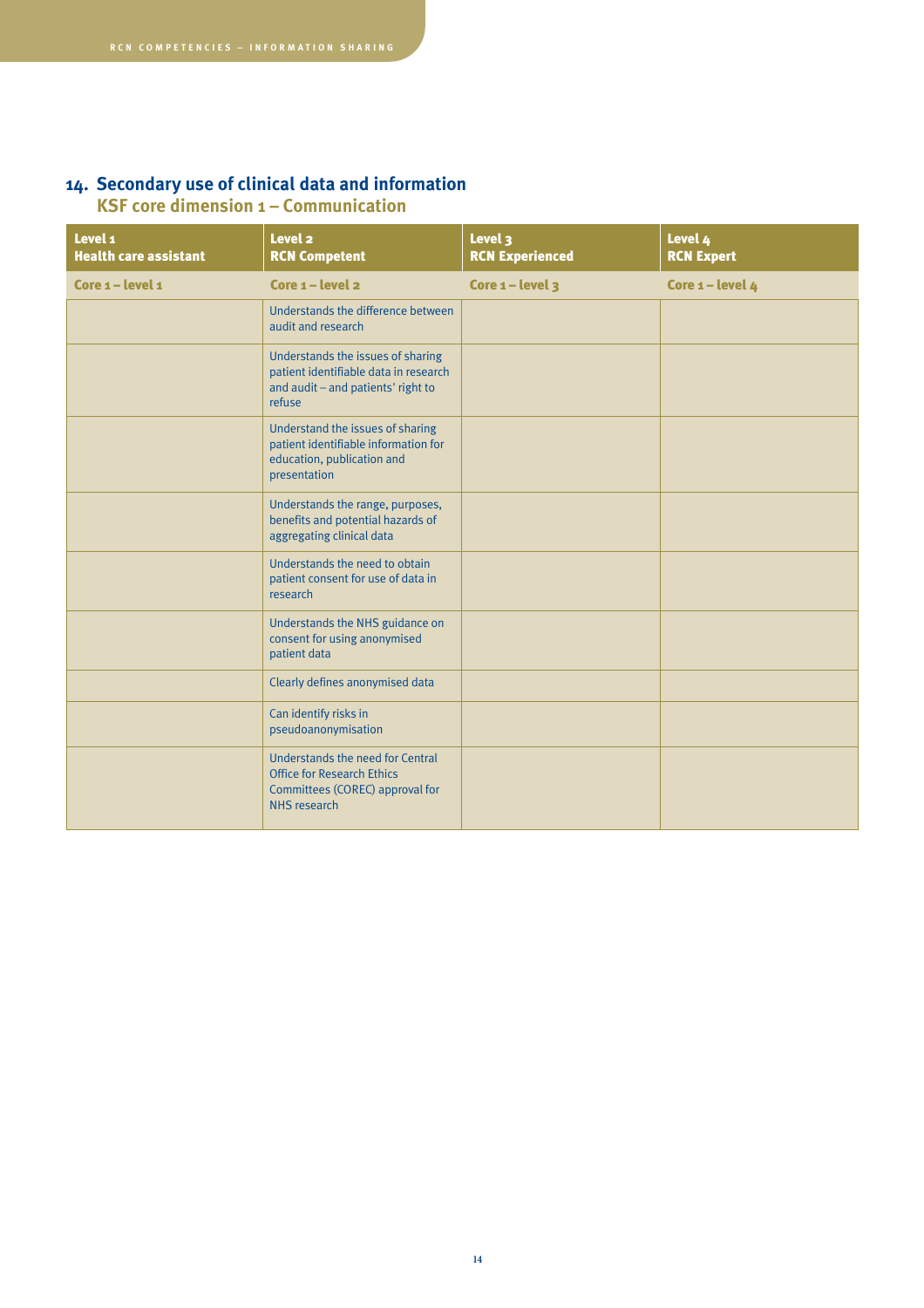## 14. Secondary use of clinical data and information

### KSF core dimension 1 – Communication

| Level 1<br>Health care assistant | Level 2<br>RCN Competent | Level 3<br>RCN Experienced | Level 4<br>RCN Expert |
|---|---|---|---|
| Core 1 – level 1 | Core 1 – level 2 | Core 1 – level 3 | Core 1 – level 4 |
| | Understands the difference between audit and research | | |
| | Understands the issues of sharing patient identifiable data in research and audit – and patients' right to refuse | | |
| | Understand the issues of sharing patient identifiable information for education, publication and presentation | | |
| | Understands the range, purposes, benefits and potential hazards of aggregating clinical data | | |
| | Understands the need to obtain patient consent for use of data in research | | |
| | Understands the NHS guidance on consent for using anonymised patient data | | |
| | Clearly defines anonymised data | | |
| | Can identify risks in pseudoanonymisation | | |
| | Understands the need for Central Office for Research Ethics Committees (COREC) approval for NHS research | | |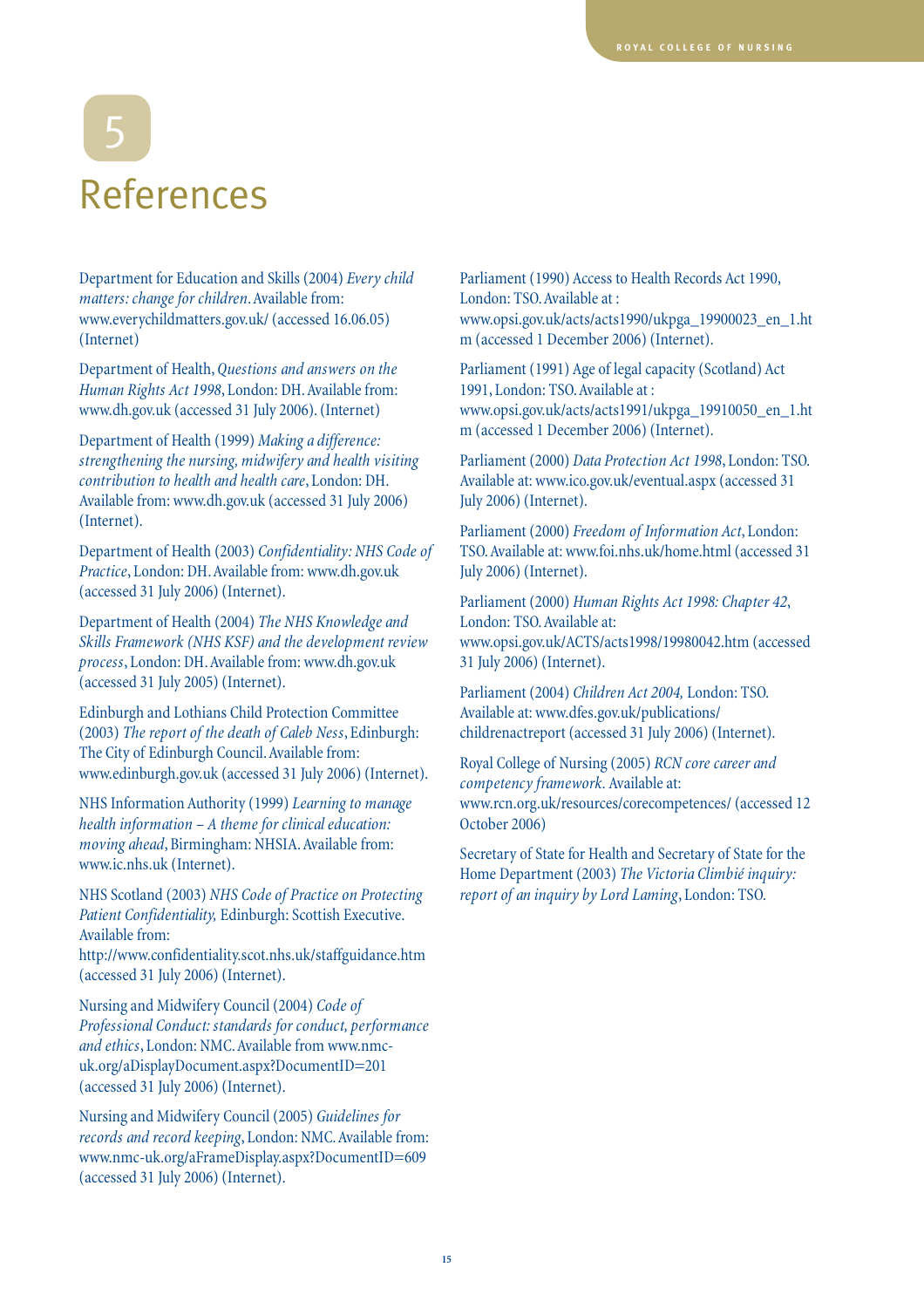# 5 References

Department for Education and Skills (2004) *Every child matters: change for children*. Available from: www.everychildmatters.gov.uk/ (accessed 16.06.05) (Internet)

Department of Health, *Questions and answers on the Human Rights Act 1998*, London: DH. Available from: www.dh.gov.uk (accessed 31 July 2006). (Internet)

Department of Health (1999) *Making a difference: strengthening the nursing, midwifery and health visiting contribution to health and health care*, London: DH. Available from: www.dh.gov.uk (accessed 31 July 2006) (Internet).

Department of Health (2003) *Confidentiality: NHS Code of Practice*, London: DH. Available from: www.dh.gov.uk (accessed 31 July 2006) (Internet).

Department of Health (2004) *The NHS Knowledge and Skills Framework (NHS KSF) and the development review process*, London: DH. Available from: www.dh.gov.uk (accessed 31 July 2005) (Internet).

Edinburgh and Lothians Child Protection Committee (2003) *The report of the death of Caleb Ness*, Edinburgh: The City of Edinburgh Council. Available from: www.edinburgh.gov.uk (accessed 31 July 2006) (Internet).

NHS Information Authority (1999) *Learning to manage health information – A theme for clinical education: moving ahead*, Birmingham: NHSIA. Available from: www.ic.nhs.uk (Internet).

NHS Scotland (2003) *NHS Code of Practice on Protecting Patient Confidentiality,* Edinburgh: Scottish Executive. Available from: http://www.confidentiality.scot.nhs.uk/staffguidance.htm (accessed 31 July 2006) (Internet).

Nursing and Midwifery Council (2004) *Code of Professional Conduct: standards for conduct, performance and ethics*, London: NMC. Available from www.nmc-uk.org/aDisplayDocument.aspx?DocumentID=201 (accessed 31 July 2006) (Internet).

Nursing and Midwifery Council (2005) *Guidelines for records and record keeping*, London: NMC. Available from: www.nmc-uk.org/aFrameDisplay.aspx?DocumentID=609 (accessed 31 July 2006) (Internet).

Parliament (1990) Access to Health Records Act 1990, London: TSO. Available at : www.opsi.gov.uk/acts/acts1990/ukpga_19900023_en_1.htm (accessed 1 December 2006) (Internet).

Parliament (1991) Age of legal capacity (Scotland) Act 1991, London: TSO. Available at : www.opsi.gov.uk/acts/acts1991/ukpga_19910050_en_1.htm (accessed 1 December 2006) (Internet).

Parliament (2000) *Data Protection Act 1998*, London: TSO. Available at: www.ico.gov.uk/eventual.aspx (accessed 31 July 2006) (Internet).

Parliament (2000) *Freedom of Information Act*, London: TSO. Available at: www.foi.nhs.uk/home.html (accessed 31 July 2006) (Internet).

Parliament (2000) *Human Rights Act 1998: Chapter 42*, London: TSO. Available at: www.opsi.gov.uk/ACTS/acts1998/19980042.htm (accessed 31 July 2006) (Internet).

Parliament (2004) *Children Act 2004,* London: TSO. Available at: www.dfes.gov.uk/publications/childrenactreport (accessed 31 July 2006) (Internet).

Royal College of Nursing (2005) *RCN core career and competency framework.* Available at: www.rcn.org.uk/resources/corecompetences/ (accessed 12 October 2006)

Secretary of State for Health and Secretary of State for the Home Department (2003) *The Victoria Climbié inquiry: report of an inquiry by Lord Laming*, London: TSO.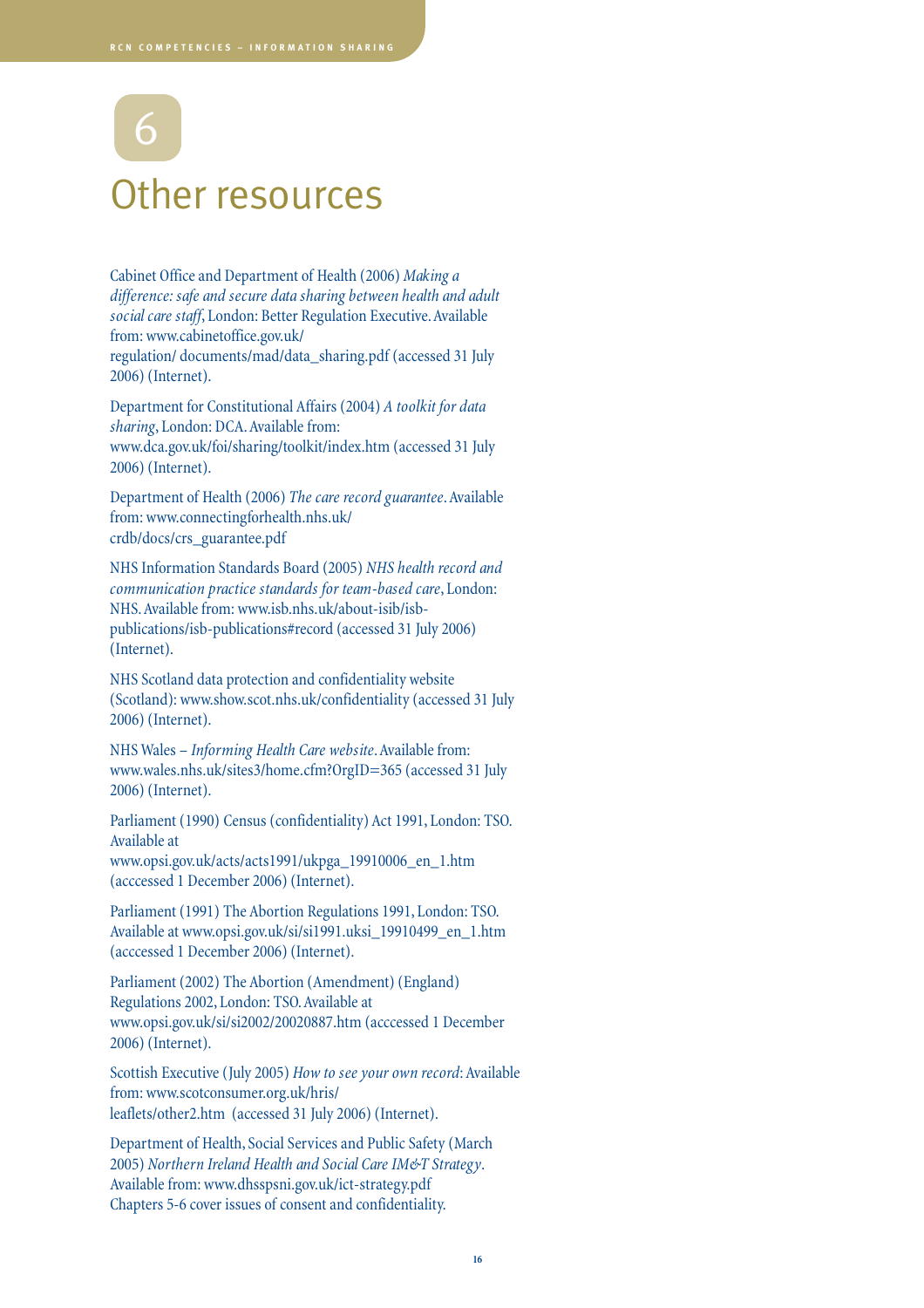# 6 Other resources

Cabinet Office and Department of Health (2006) *Making a difference: safe and secure data sharing between health and adult social care staff*, London: Better Regulation Executive. Available from: www.cabinetoffice.gov.uk/ regulation/ documents/mad/data_sharing.pdf (accessed 31 July 2006) (Internet).

Department for Constitutional Affairs (2004) *A toolkit for data sharing*, London: DCA. Available from: www.dca.gov.uk/foi/sharing/toolkit/index.htm (accessed 31 July 2006) (Internet).

Department of Health (2006) *The care record guarantee*. Available from: www.connectingforhealth.nhs.uk/ crdb/docs/crs_guarantee.pdf

NHS Information Standards Board (2005) *NHS health record and communication practice standards for team-based care*, London: NHS. Available from: www.isb.nhs.uk/about-isib/isb-publications/isb-publications#record (accessed 31 July 2006) (Internet).

NHS Scotland data protection and confidentiality website (Scotland): www.show.scot.nhs.uk/confidentiality (accessed 31 July 2006) (Internet).

NHS Wales – *Informing Health Care website*. Available from: www.wales.nhs.uk/sites3/home.cfm?OrgID=365 (accessed 31 July 2006) (Internet).

Parliament (1990) Census (confidentiality) Act 1991, London: TSO. Available at www.opsi.gov.uk/acts/acts1991/ukpga_19910006_en_1.htm (acccessed 1 December 2006) (Internet).

Parliament (1991) The Abortion Regulations 1991, London: TSO. Available at www.opsi.gov.uk/si/si1991.uksi_19910499_en_1.htm (acccessed 1 December 2006) (Internet).

Parliament (2002) The Abortion (Amendment) (England) Regulations 2002, London: TSO. Available at www.opsi.gov.uk/si/si2002/20020887.htm (acccessed 1 December 2006) (Internet).

Scottish Executive (July 2005) *How to see your own record*: Available from: www.scotconsumer.org.uk/hris/ leaflets/other2.htm (accessed 31 July 2006) (Internet).

Department of Health, Social Services and Public Safety (March 2005) *Northern Ireland Health and Social Care IM&T Strategy*. Available from: www.dhsspsni.gov.uk/ict-strategy.pdf Chapters 5-6 cover issues of consent and confidentiality.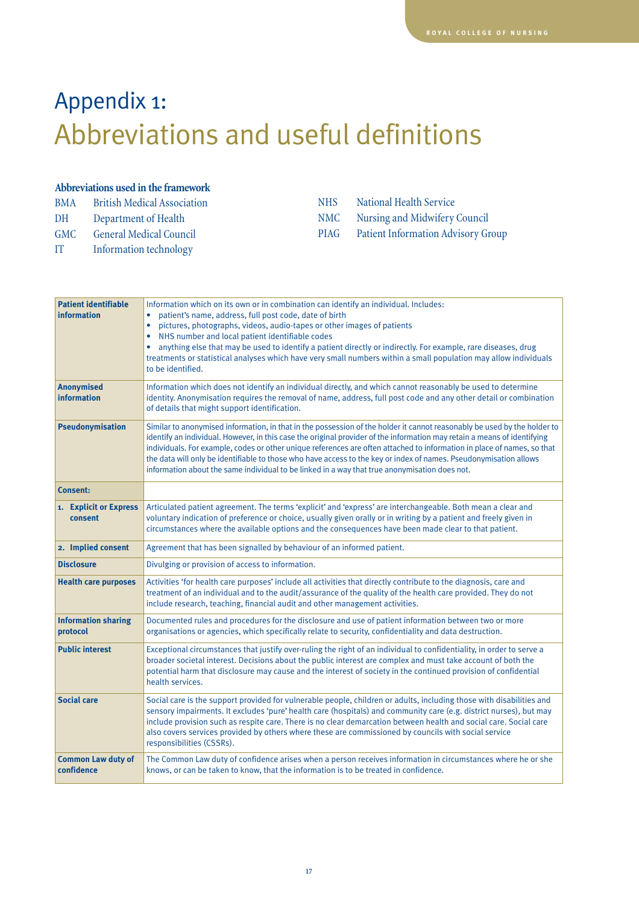# Appendix 1: Abbreviations and useful definitions

### Abbreviations used in the framework

| | |
|---|---|
| BMA | British Medical Association |
| DH | Department of Health |
| GMC | General Medical Council |
| IT | Information technology |
| NHS | National Health Service |
| NMC | Nursing and Midwifery Council |
| PIAG | Patient Information Advisory Group |

| | |
|---|---|
| **Patient identifiable information** | Information which on its own or in combination can identify an individual. Includes:<br>• patient's name, address, full post code, date of birth<br>• pictures, photographs, videos, audio-tapes or other images of patients<br>• NHS number and local patient identifiable codes<br>• anything else that may be used to identify a patient directly or indirectly. For example, rare diseases, drug treatments or statistical analyses which have very small numbers within a small population may allow individuals to be identified. |
| **Anonymised information** | Information which does not identify an individual directly, and which cannot reasonably be used to determine identity. Anonymisation requires the removal of name, address, full post code and any other detail or combination of details that might support identification. |
| **Pseudonymisation** | Similar to anonymised information, in that in the possession of the holder it cannot reasonably be used by the holder to identify an individual. However, in this case the original provider of the information may retain a means of identifying individuals. For example, codes or other unique references are often attached to information in place of names, so that the data will only be identifiable to those who have access to the key or index of names. Pseudonymisation allows information about the same individual to be linked in a way that true anonymisation does not. |
| **Consent:** | |
| **1. Explicit or Express consent** | Articulated patient agreement. The terms 'explicit' and 'express' are interchangeable. Both mean a clear and voluntary indication of preference or choice, usually given orally or in writing by a patient and freely given in circumstances where the available options and the consequences have been made clear to that patient. |
| **2. Implied consent** | Agreement that has been signalled by behaviour of an informed patient. |
| **Disclosure** | Divulging or provision of access to information. |
| **Health care purposes** | Activities 'for health care purposes' include all activities that directly contribute to the diagnosis, care and treatment of an individual and to the audit/assurance of the quality of the health care provided. They do not include research, teaching, financial audit and other management activities. |
| **Information sharing protocol** | Documented rules and procedures for the disclosure and use of patient information between two or more organisations or agencies, which specifically relate to security, confidentiality and data destruction. |
| **Public interest** | Exceptional circumstances that justify over-ruling the right of an individual to confidentiality, in order to serve a broader societal interest. Decisions about the public interest are complex and must take account of both the potential harm that disclosure may cause and the interest of society in the continued provision of confidential health services. |
| **Social care** | Social care is the support provided for vulnerable people, children or adults, including those with disabilities and sensory impairments. It excludes 'pure' health care (hospitals) and community care (e.g. district nurses), but may include provision such as respite care. There is no clear demarcation between health and social care. Social care also covers services provided by others where these are commissioned by councils with social service responsibilities (CSSRs). |
| **Common Law duty of confidence** | The Common Law duty of confidence arises when a person receives information in circumstances where he or she knows, or can be taken to know, that the information is to be treated in confidence. |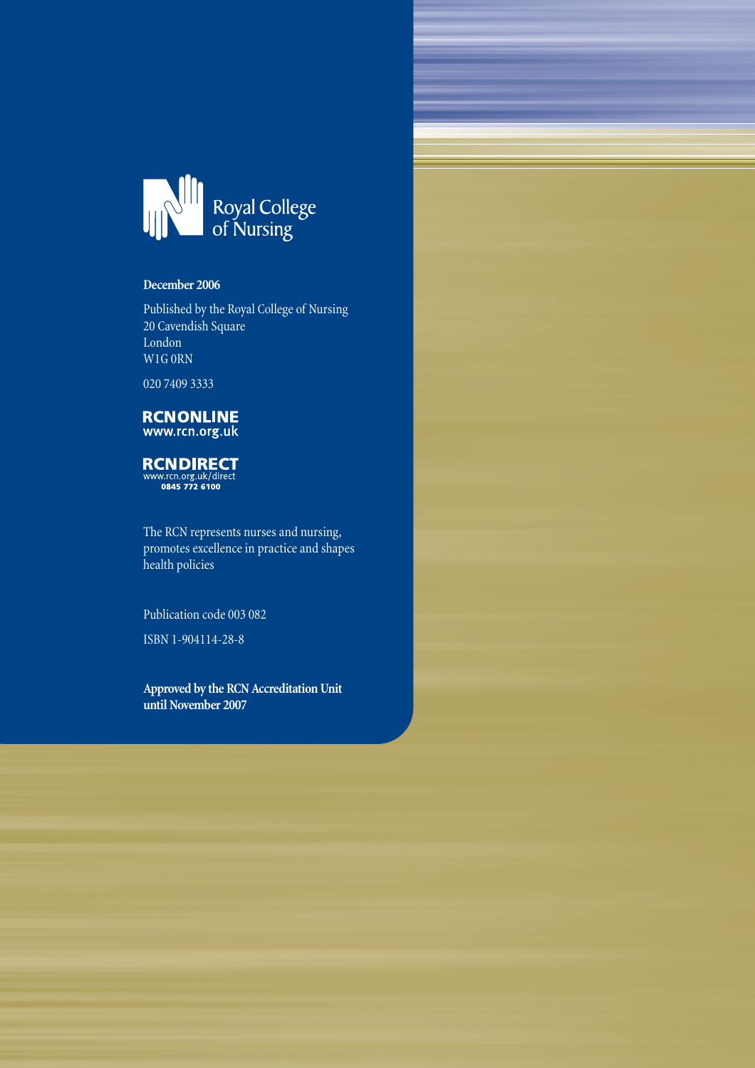Royal College of Nursing

**December 2006**

Published by the Royal College of Nursing
20 Cavendish Square
London
W1G 0RN

020 7409 3333

**RCNONLINE**
**www.rcn.org.uk**

**RCNDIRECT**
www.rcn.org.uk/direct
**0845 772 6100**

The RCN represents nurses and nursing, promotes excellence in practice and shapes health policies

Publication code 003 082

ISBN 1-904114-28-8

**Approved by the RCN Accreditation Unit until November 2007**